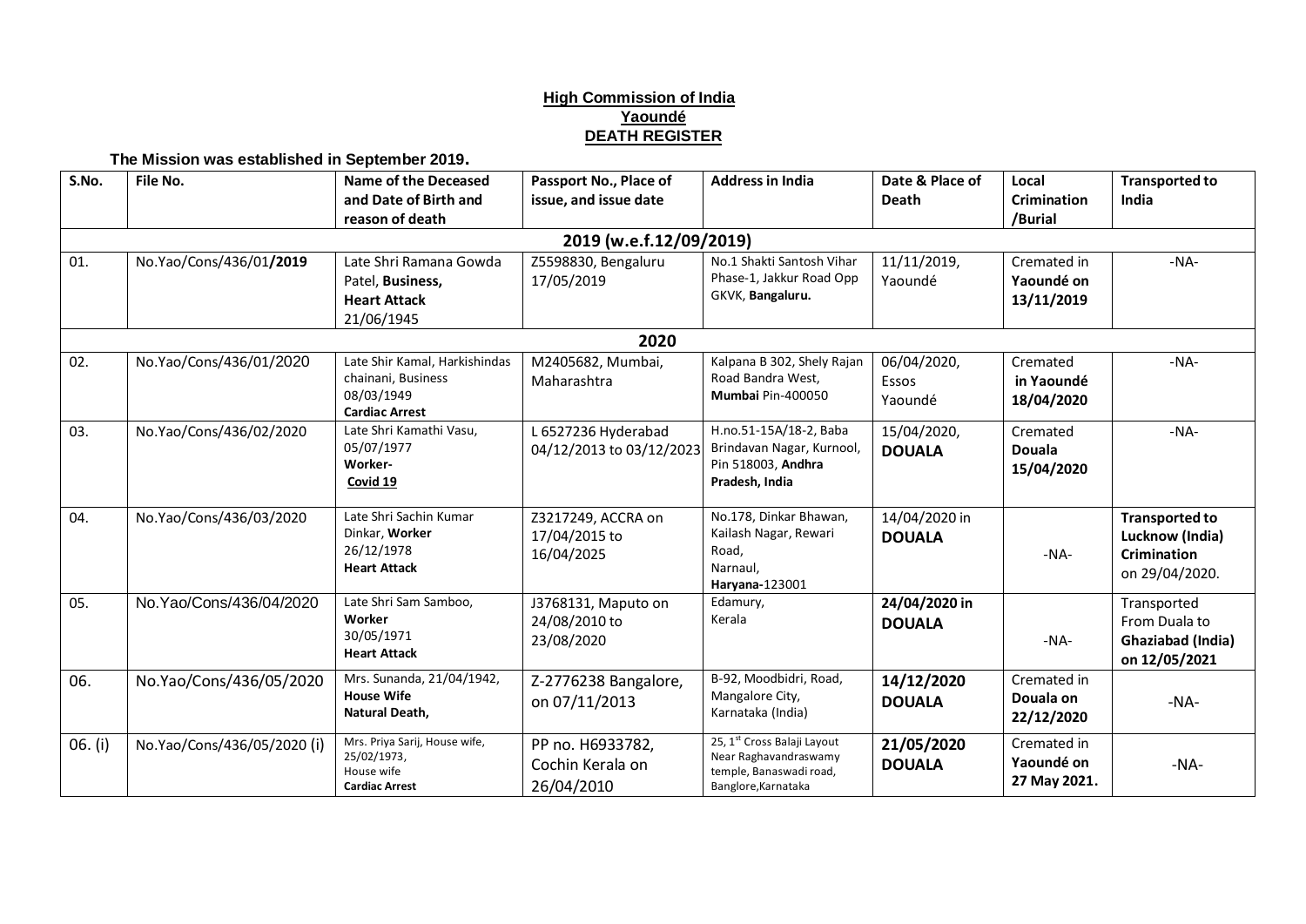**High Commission of India**
**Yaoundé**
**DEATH REGISTER**

**The Mission was established in September 2019.**

| S.No. | File No. | Name of the Deceased and Date of Birth and reason of death | Passport No., Place of issue, and issue date | Address in India | Date & Place of Death | Local Crimination /Burial | Transported to India |
|---|---|---|---|---|---|---|---|
| | | | **2019 (w.e.f.12/09/2019)** | | | | |
| 01. | No.Yao/Cons/436/01/**2019** | Late Shri Ramana Gowda Patel, **Business, Heart Attack** 21/06/1945 | Z5598830, Bengaluru 17/05/2019 | No.1 Shakti Santosh Vihar Phase-1, Jakkur Road Opp GKVK, **Bangaluru.** | 11/11/2019, Yaoundé | Cremated in **Yaoundé on 13/11/2019** | -NA- |
| | | | **2020** | | | | |
| 02. | No.Yao/Cons/436/01/2020 | Late Shir Kamal, Harkishindas chainani, Business 08/03/1949 **Cardiac Arrest** | M2405682, Mumbai, Maharashtra | Kalpana B 302, Shely Rajan Road Bandra West, **Mumbai** Pin-400050 | 06/04/2020, Essos Yaoundé | Cremated **in Yaoundé 18/04/2020** | -NA- |
| 03. | No.Yao/Cons/436/02/2020 | Late Shri Kamathi Vasu, 05/07/1977 **Worker- Covid 19** | L 6527236 Hyderabad 04/12/2013 to 03/12/2023 | H.no.51-15A/18-2, Baba Brindavan Nagar, Kurnool, Pin 518003, **Andhra Pradesh, India** | 15/04/2020, **DOUALA** | Cremated **Douala 15/04/2020** | -NA- |
| 04. | No.Yao/Cons/436/03/2020 | Late Shri Sachin Kumar Dinkar, **Worker** 26/12/1978 **Heart Attack** | Z3217249, ACCRA on 17/04/2015 to 16/04/2025 | No.178, Dinkar Bhawan, Kailash Nagar, Rewari Road, Narnaul, **Haryana-**123001 | 14/04/2020 in **DOUALA** | -NA- | **Transported to Lucknow (India) Crimination** on 29/04/2020. |
| 05. | No.Yao/Cons/436/04/2020 | Late Shri Sam Samboo, **Worker** 30/05/1971 **Heart Attack** | J3768131, Maputo on 24/08/2010 to 23/08/2020 | Edamury, Kerala | **24/04/2020 in DOUALA** | -NA- | Transported From Duala to **Ghaziabad (India) on 12/05/2021** |
| 06. | No.Yao/Cons/436/05/2020 | Mrs. Sunanda, 21/04/1942, **House Wife Natural Death,** | Z-2776238 Bangalore, on 07/11/2013 | B-92, Moodbidri, Road, Mangalore City, Karnataka (India) | **14/12/2020 DOUALA** | Cremated in Douala on 22/12/2020 | -NA- |
| 06. (i) | No.Yao/Cons/436/05/2020 (i) | Mrs. Priya Sarij, House wife, 25/02/1973, House wife **Cardiac Arrest** | PP no. H6933782, Cochin Kerala on 26/04/2010 | 25, 1st Cross Balaji Layout Near Raghavandraswamy temple, Banaswadi road, Banglore,Karnataka | **21/05/2020 DOUALA** | Cremated in **Yaoundé on 27 May 2021.** | -NA- |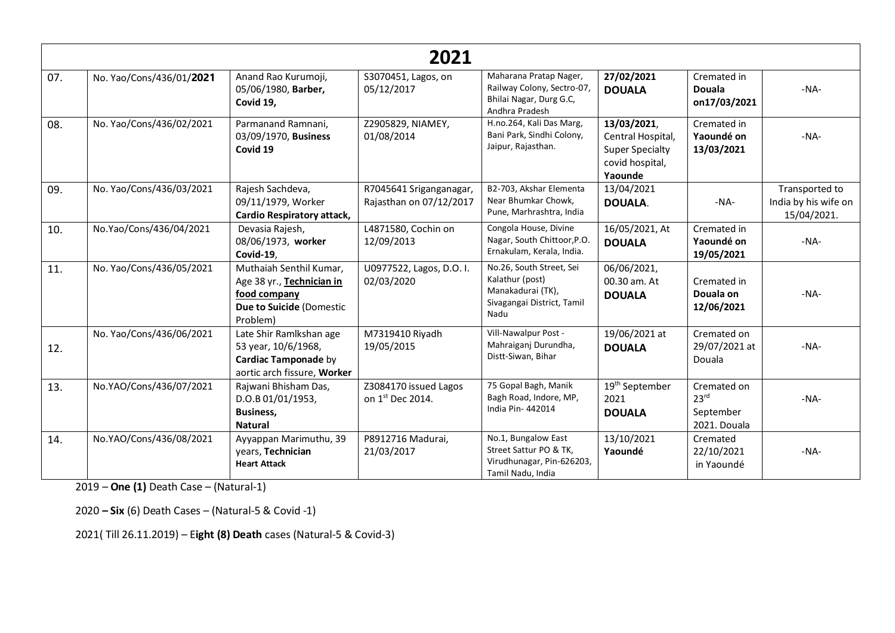| | | | | | | | |
|---|---|---|---|---|---|---|---|
| **2021** | | | | | | | |
| 07. | No. Yao/Cons/436/01/**2021** | Anand Rao Kurumoji, 05/06/1980, **Barber, Covid 19,** | S3070451, Lagos, on 05/12/2017 | Maharana Pratap Nager, Railway Colony, Sectro-07, Bhilai Nagar, Durg G.C, Andhra Pradesh | **27/02/2021 DOUALA** | Cremated in **Douala on17/03/2021** | -NA- |
| 08. | No. Yao/Cons/436/02/2021 | Parmanand Ramnani, 03/09/1970, **Business Covid 19** | Z2905829, NIAMEY, 01/08/2014 | H.no.264, Kali Das Marg, Bani Park, Sindhi Colony, Jaipur, Rajasthan. | **13/03/2021**, Central Hospital, Super Specialty covid hospital, **Yaounde** | Cremated in **Yaoundé on 13/03/2021** | -NA- |
| 09. | No. Yao/Cons/436/03/2021 | Rajesh Sachdeva, 09/11/1979, Worker **Cardio Respiratory attack,** | R7045641 Sriganganagar, Rajasthan on 07/12/2017 | B2-703, Akshar Elementa Near Bhumkar Chowk, Pune, Marhrashtra, India | 13/04/2021 **DOUALA**. | -NA- | Transported to India by his wife on 15/04/2021. |
| 10. | No.Yao/Cons/436/04/2021 | Devasia Rajesh, 08/06/1973, **worker Covid-19**, | L4871580, Cochin on 12/09/2013 | Congola House, Divine Nagar, South Chittoor,P.O. Ernakulam, Kerala, India. | 16/05/2021, At **DOUALA** | Cremated in **Yaoundé on 19/05/2021** | -NA- |
| 11. | No. Yao/Cons/436/05/2021 | Muthaiah Senthil Kumar, Age 38 yr., **Technician in food company** **Due to Suicide** (Domestic Problem) | U0977522, Lagos, D.O. I. 02/03/2020 | No.26, South Street, Sei Kalathur (post) Manakadurai (TK), Sivagangai District, Tamil Nadu | 06/06/2021, 00.30 am. At **DOUALA** | Cremated in **Douala on 12/06/2021** | -NA- |
| 12. | No. Yao/Cons/436/06/2021 | Late Shir Ramlkshan age 53 year, 10/6/1968, **Cardiac Tamponade** by aortic arch fissure, **Worker** | M7319410 Riyadh 19/05/2015 | Vill-Nawalpur Post - Mahraiganj Durundha, Distt-Siwan, Bihar | 19/06/2021 at **DOUALA** | Cremated on 29/07/2021 at Douala | -NA- |
| 13. | No.YAO/Cons/436/07/2021 | Rajwani Bhisham Das, D.O.B 01/01/1953, **Business, Natural** | Z3084170 issued Lagos on 1st Dec 2014. | 75 Gopal Bagh, Manik Bagh Road, Indore, MP, India Pin- 442014 | 19th September 2021 **DOUALA** | Cremated on 23rd September 2021. Douala | -NA- |
| 14. | No.YAO/Cons/436/08/2021 | Ayyappan Marimuthu, 39 years, **Technician** **Heart Attack** | P8912716 Madurai, 21/03/2017 | No.1, Bungalow East Street Sattur PO & TK, Virudhunagar, Pin-626203, Tamil Nadu, India | 13/10/2021 **Yaoundé** | Cremated 22/10/2021 in Yaoundé | -NA- |

2019 – **One (1)** Death Case – (Natural-1)

2020 **– Six** (6) Death Cases – (Natural-5 & Covid -1)

2021( Till 26.11.2019) – E**ight (8) Death** cases (Natural-5 & Covid-3)